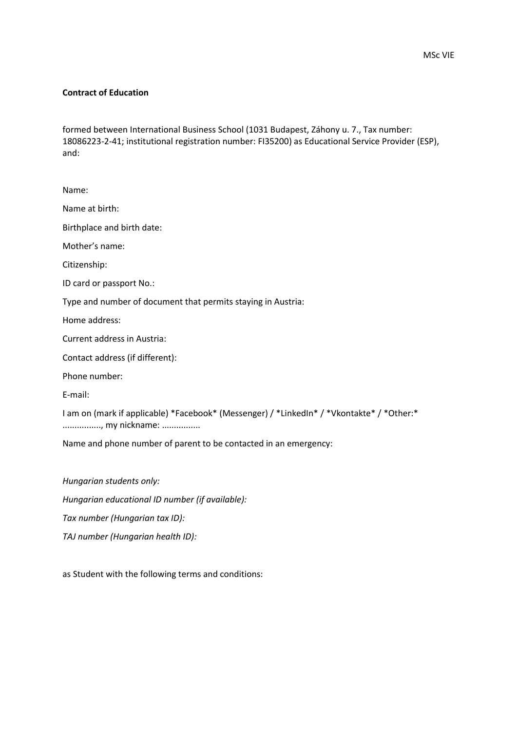MSc VIE

**Contract of Education**

formed between International Business School (1031 Budapest, Záhony u. 7., Tax number: 18086223-2-41; institutional registration number: FI35200) as Educational Service Provider (ESP), and:

Name:

Name at birth:

Birthplace and birth date:

Mother's name:

Citizenship:

ID card or passport No.:

Type and number of document that permits staying in Austria:

Home address:

Current address in Austria:

Contact address (if different):

Phone number:

E-mail:

I am on (mark if applicable) *Facebook* (Messenger) / *LinkedIn* / *Vkontakte* / *Other:* ................, my nickname: ................

Name and phone number of parent to be contacted in an emergency:

*Hungarian students only:*

*Hungarian educational ID number (if available):*

*Tax number (Hungarian tax ID):*

*TAJ number (Hungarian health ID):*

as Student with the following terms and conditions: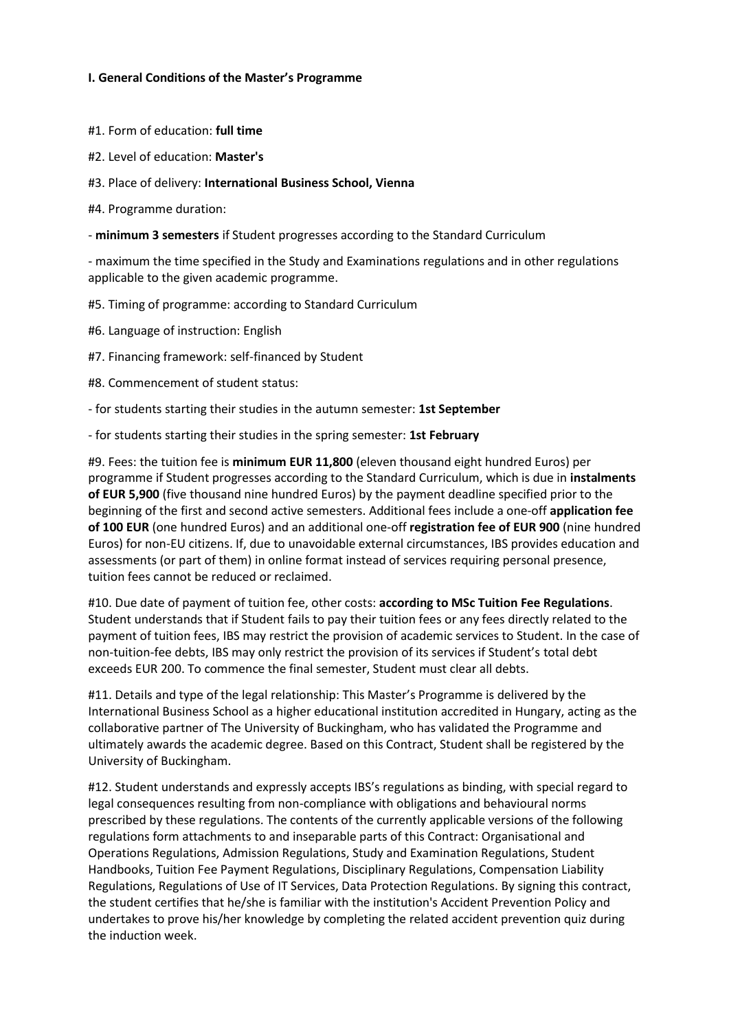**I. General Conditions of the Master's Programme**

#1. Form of education: **full time**

#2. Level of education: **Master's**

#3. Place of delivery: **International Business School, Vienna**

#4. Programme duration:

- **minimum 3 semesters** if Student progresses according to the Standard Curriculum

- maximum the time specified in the Study and Examinations regulations and in other regulations applicable to the given academic programme.

#5. Timing of programme: according to Standard Curriculum

#6. Language of instruction: English

#7. Financing framework: self-financed by Student

#8. Commencement of student status:

- for students starting their studies in the autumn semester: **1st September**

- for students starting their studies in the spring semester: **1st February**

#9. Fees: the tuition fee is **minimum EUR 11,800** (eleven thousand eight hundred Euros) per programme if Student progresses according to the Standard Curriculum, which is due in **instalments of EUR 5,900** (five thousand nine hundred Euros) by the payment deadline specified prior to the beginning of the first and second active semesters. Additional fees include a one-off **application fee of 100 EUR** (one hundred Euros) and an additional one-off **registration fee of EUR 900** (nine hundred Euros) for non-EU citizens. If, due to unavoidable external circumstances, IBS provides education and assessments (or part of them) in online format instead of services requiring personal presence, tuition fees cannot be reduced or reclaimed.

#10. Due date of payment of tuition fee, other costs: **according to MSc Tuition Fee Regulations**. Student understands that if Student fails to pay their tuition fees or any fees directly related to the payment of tuition fees, IBS may restrict the provision of academic services to Student. In the case of non-tuition-fee debts, IBS may only restrict the provision of its services if Student's total debt exceeds EUR 200. To commence the final semester, Student must clear all debts.

#11. Details and type of the legal relationship: This Master's Programme is delivered by the International Business School as a higher educational institution accredited in Hungary, acting as the collaborative partner of The University of Buckingham, who has validated the Programme and ultimately awards the academic degree. Based on this Contract, Student shall be registered by the University of Buckingham.

#12. Student understands and expressly accepts IBS's regulations as binding, with special regard to legal consequences resulting from non-compliance with obligations and behavioural norms prescribed by these regulations. The contents of the currently applicable versions of the following regulations form attachments to and inseparable parts of this Contract: Organisational and Operations Regulations, Admission Regulations, Study and Examination Regulations, Student Handbooks, Tuition Fee Payment Regulations, Disciplinary Regulations, Compensation Liability Regulations, Regulations of Use of IT Services, Data Protection Regulations. By signing this contract, the student certifies that he/she is familiar with the institution's Accident Prevention Policy and undertakes to prove his/her knowledge by completing the related accident prevention quiz during the induction week.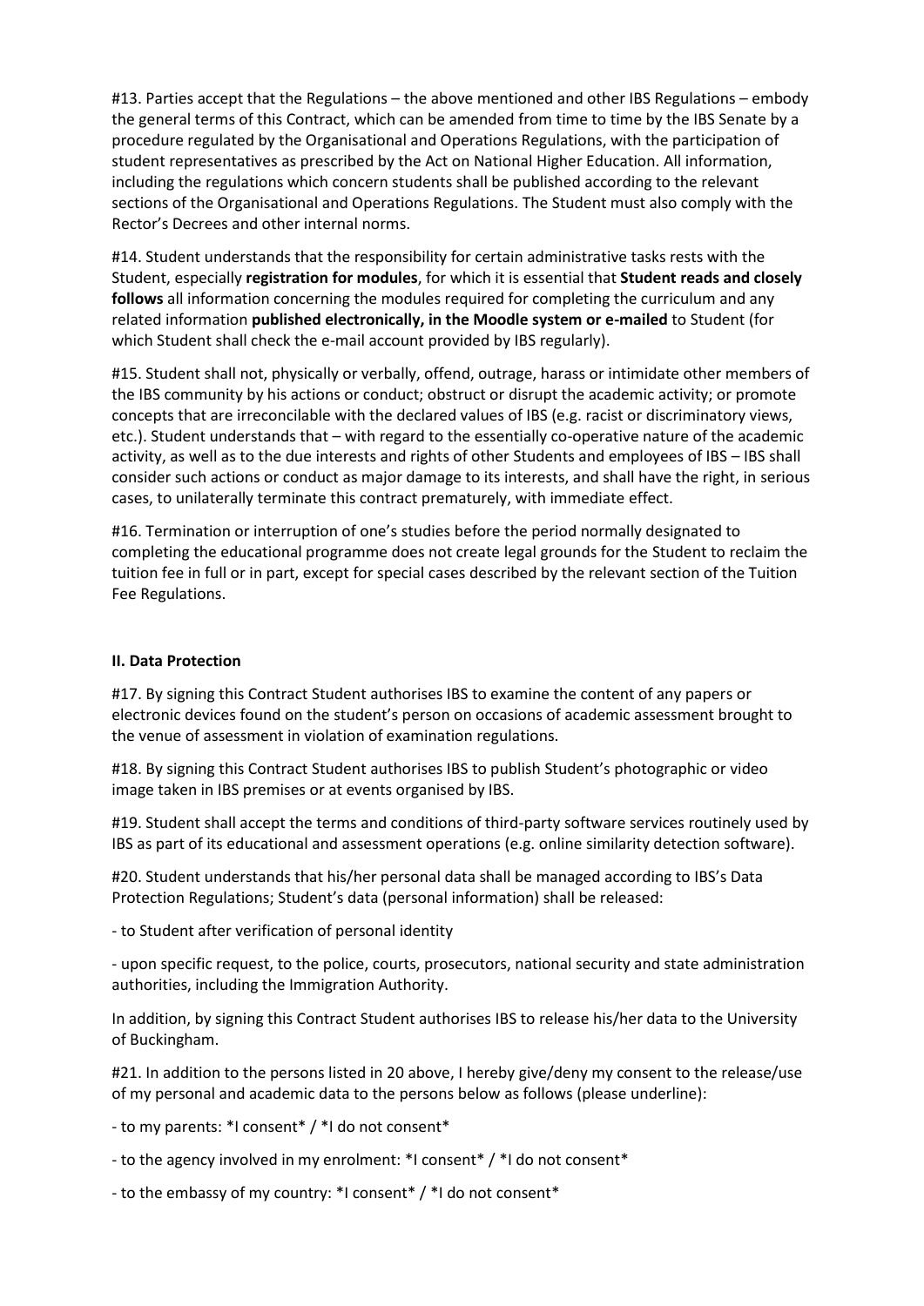#13. Parties accept that the Regulations – the above mentioned and other IBS Regulations – embody the general terms of this Contract, which can be amended from time to time by the IBS Senate by a procedure regulated by the Organisational and Operations Regulations, with the participation of student representatives as prescribed by the Act on National Higher Education. All information, including the regulations which concern students shall be published according to the relevant sections of the Organisational and Operations Regulations. The Student must also comply with the Rector's Decrees and other internal norms.

#14. Student understands that the responsibility for certain administrative tasks rests with the Student, especially **registration for modules**, for which it is essential that **Student reads and closely follows** all information concerning the modules required for completing the curriculum and any related information **published electronically, in the Moodle system or e-mailed** to Student (for which Student shall check the e-mail account provided by IBS regularly).

#15. Student shall not, physically or verbally, offend, outrage, harass or intimidate other members of the IBS community by his actions or conduct; obstruct or disrupt the academic activity; or promote concepts that are irreconcilable with the declared values of IBS (e.g. racist or discriminatory views, etc.). Student understands that – with regard to the essentially co-operative nature of the academic activity, as well as to the due interests and rights of other Students and employees of IBS – IBS shall consider such actions or conduct as major damage to its interests, and shall have the right, in serious cases, to unilaterally terminate this contract prematurely, with immediate effect.

#16. Termination or interruption of one's studies before the period normally designated to completing the educational programme does not create legal grounds for the Student to reclaim the tuition fee in full or in part, except for special cases described by the relevant section of the Tuition Fee Regulations.

**II. Data Protection**

#17. By signing this Contract Student authorises IBS to examine the content of any papers or electronic devices found on the student's person on occasions of academic assessment brought to the venue of assessment in violation of examination regulations.

#18. By signing this Contract Student authorises IBS to publish Student's photographic or video image taken in IBS premises or at events organised by IBS.

#19. Student shall accept the terms and conditions of third-party software services routinely used by IBS as part of its educational and assessment operations (e.g. online similarity detection software).

#20. Student understands that his/her personal data shall be managed according to IBS's Data Protection Regulations; Student's data (personal information) shall be released:

- to Student after verification of personal identity

- upon specific request, to the police, courts, prosecutors, national security and state administration authorities, including the Immigration Authority.

In addition, by signing this Contract Student authorises IBS to release his/her data to the University of Buckingham.

#21. In addition to the persons listed in 20 above, I hereby give/deny my consent to the release/use of my personal and academic data to the persons below as follows (please underline):

- to my parents: *I consent* / *I do not consent*

- to the agency involved in my enrolment: *I consent* / *I do not consent*

- to the embassy of my country: *I consent* / *I do not consent*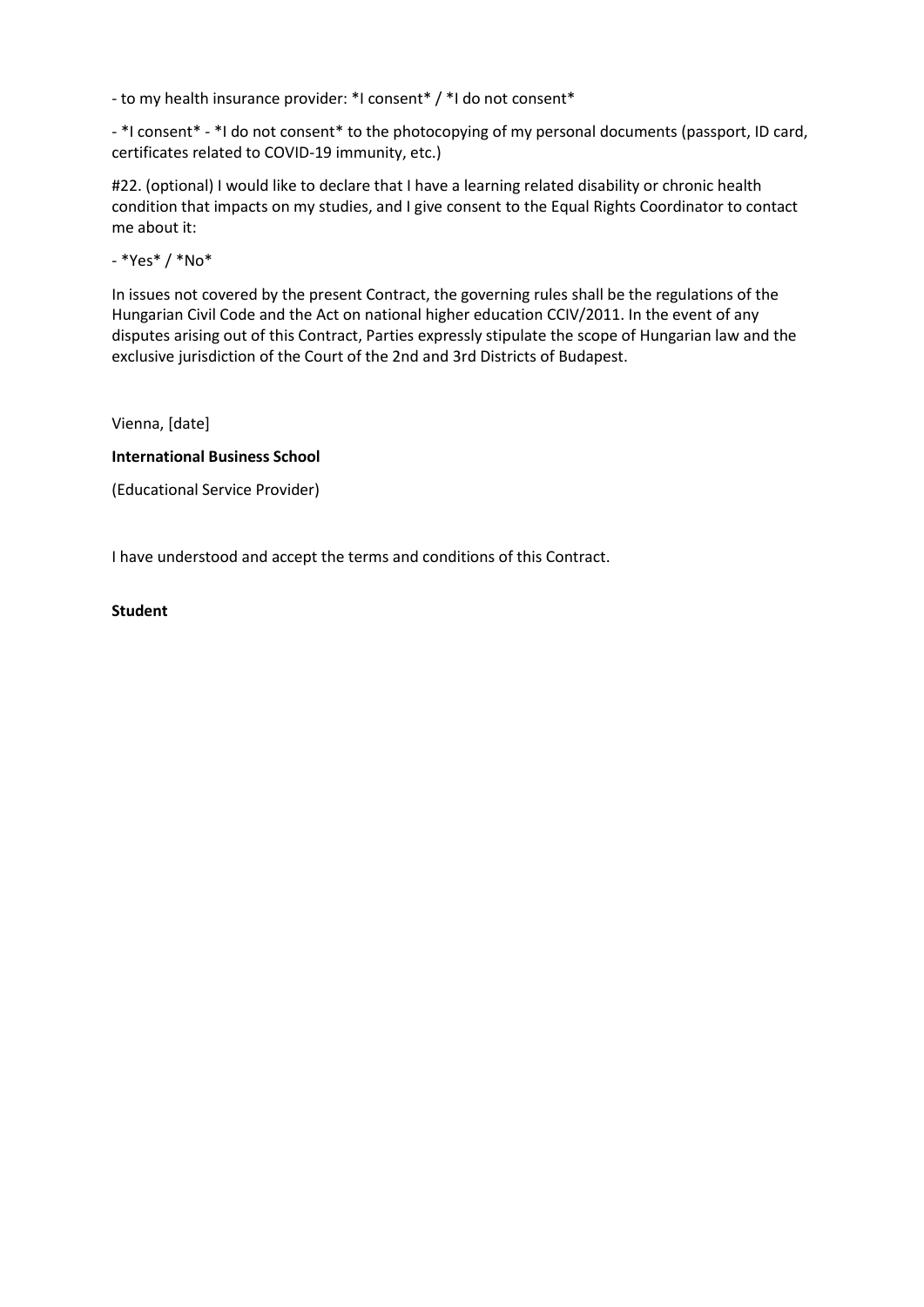- to my health insurance provider: *I consent* / *I do not consent*

- *I consent* - *I do not consent* to the photocopying of my personal documents (passport, ID card, certificates related to COVID-19 immunity, etc.)

#22. (optional) I would like to declare that I have a learning related disability or chronic health condition that impacts on my studies, and I give consent to the Equal Rights Coordinator to contact me about it:

- *Yes* / *No*

In issues not covered by the present Contract, the governing rules shall be the regulations of the Hungarian Civil Code and the Act on national higher education CCIV/2011. In the event of any disputes arising out of this Contract, Parties expressly stipulate the scope of Hungarian law and the exclusive jurisdiction of the Court of the 2nd and 3rd Districts of Budapest.

Vienna, [date]

**International Business School**

(Educational Service Provider)

I have understood and accept the terms and conditions of this Contract.

**Student**